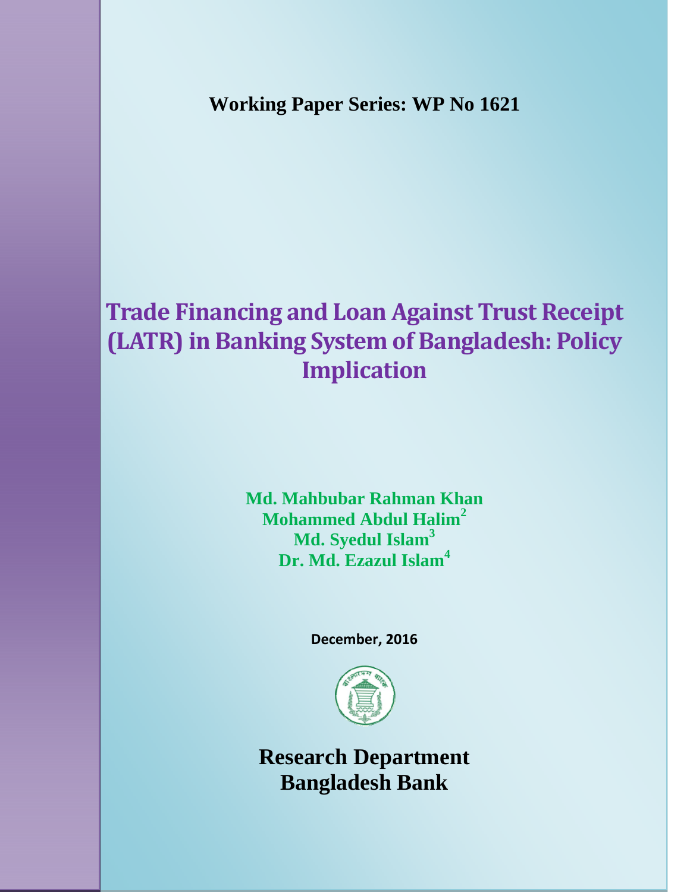**Working Paper Series: WP No 1621**

# Trade Financing and Loan Against Trust Receipt (LATR) in Banking System of Bangladesh: Policy Implication

**Md. Mahbubar Rahman Khan**
**Mohammed Abdul Halim[2]**
**Md. Syedul Islam[3]**
**Dr. Md. Ezazul Islam[4]**

**December, 2016**

**Research Department**
**Bangladesh Bank**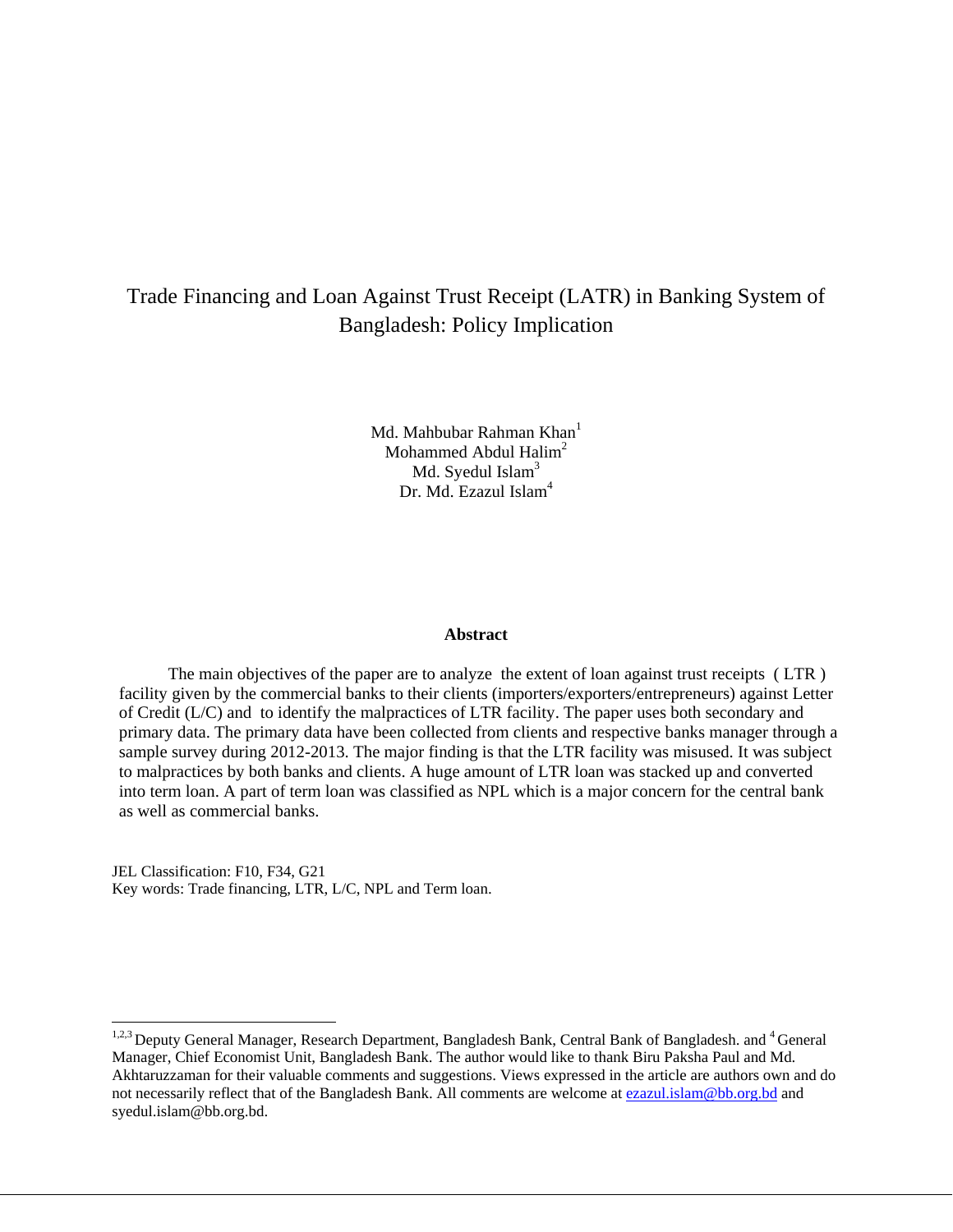# Trade Financing and Loan Against Trust Receipt (LATR) in Banking System of Bangladesh: Policy Implication

Md. Mahbubar Rahman Khan[1]
Mohammed Abdul Halim[2]
Md. Syedul Islam[3]
Dr. Md. Ezazul Islam[4]

**Abstract**

The main objectives of the paper are to analyze the extent of loan against trust receipts ( LTR ) facility given by the commercial banks to their clients (importers/exporters/entrepreneurs) against Letter of Credit (L/C) and to identify the malpractices of LTR facility. The paper uses both secondary and primary data. The primary data have been collected from clients and respective banks manager through a sample survey during 2012-2013. The major finding is that the LTR facility was misused. It was subject to malpractices by both banks and clients. A huge amount of LTR loan was stacked up and converted into term loan. A part of term loan was classified as NPL which is a major concern for the central bank as well as commercial banks.

JEL Classification: F10, F34, G21
Key words: Trade financing, LTR, L/C, NPL and Term loan.

---

[1,2,3] Deputy General Manager, Research Department, Bangladesh Bank, Central Bank of Bangladesh. and [4] General Manager, Chief Economist Unit, Bangladesh Bank. The author would like to thank Biru Paksha Paul and Md. Akhtaruzzaman for their valuable comments and suggestions. Views expressed in the article are authors own and do not necessarily reflect that of the Bangladesh Bank. All comments are welcome at ezazul.islam@bb.org.bd and syedul.islam@bb.org.bd.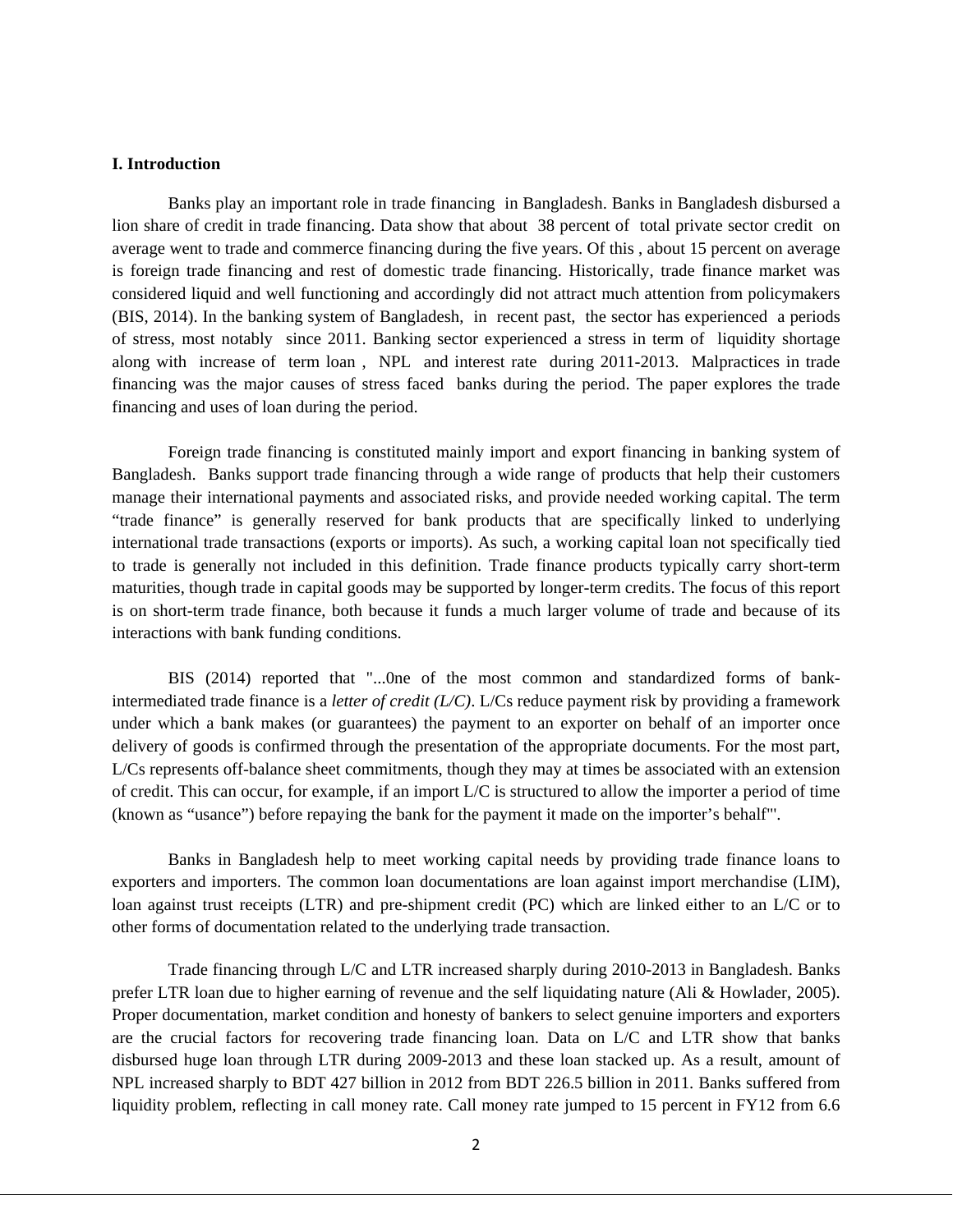## I. Introduction

Banks play an important role in trade financing in Bangladesh. Banks in Bangladesh disbursed a lion share of credit in trade financing. Data show that about 38 percent of total private sector credit on average went to trade and commerce financing during the five years. Of this , about 15 percent on average is foreign trade financing and rest of domestic trade financing. Historically, trade finance market was considered liquid and well functioning and accordingly did not attract much attention from policymakers (BIS, 2014). In the banking system of Bangladesh, in recent past, the sector has experienced a periods of stress, most notably since 2011. Banking sector experienced a stress in term of liquidity shortage along with increase of term loan , NPL and interest rate during 2011-2013. Malpractices in trade financing was the major causes of stress faced banks during the period. The paper explores the trade financing and uses of loan during the period.

Foreign trade financing is constituted mainly import and export financing in banking system of Bangladesh. Banks support trade financing through a wide range of products that help their customers manage their international payments and associated risks, and provide needed working capital. The term "trade finance" is generally reserved for bank products that are specifically linked to underlying international trade transactions (exports or imports). As such, a working capital loan not specifically tied to trade is generally not included in this definition. Trade finance products typically carry short-term maturities, though trade in capital goods may be supported by longer-term credits. The focus of this report is on short-term trade finance, both because it funds a much larger volume of trade and because of its interactions with bank funding conditions.

BIS (2014) reported that "...0ne of the most common and standardized forms of bank-intermediated trade finance is a *letter of credit (L/C)*. L/Cs reduce payment risk by providing a framework under which a bank makes (or guarantees) the payment to an exporter on behalf of an importer once delivery of goods is confirmed through the presentation of the appropriate documents. For the most part, L/Cs represents off-balance sheet commitments, though they may at times be associated with an extension of credit. This can occur, for example, if an import L/C is structured to allow the importer a period of time (known as "usance") before repaying the bank for the payment it made on the importer's behalf"'.

Banks in Bangladesh help to meet working capital needs by providing trade finance loans to exporters and importers. The common loan documentations are loan against import merchandise (LIM), loan against trust receipts (LTR) and pre-shipment credit (PC) which are linked either to an L/C or to other forms of documentation related to the underlying trade transaction.

Trade financing through L/C and LTR increased sharply during 2010-2013 in Bangladesh. Banks prefer LTR loan due to higher earning of revenue and the self liquidating nature (Ali & Howlader, 2005). Proper documentation, market condition and honesty of bankers to select genuine importers and exporters are the crucial factors for recovering trade financing loan. Data on L/C and LTR show that banks disbursed huge loan through LTR during 2009-2013 and these loan stacked up. As a result, amount of NPL increased sharply to BDT 427 billion in 2012 from BDT 226.5 billion in 2011. Banks suffered from liquidity problem, reflecting in call money rate. Call money rate jumped to 15 percent in FY12 from 6.6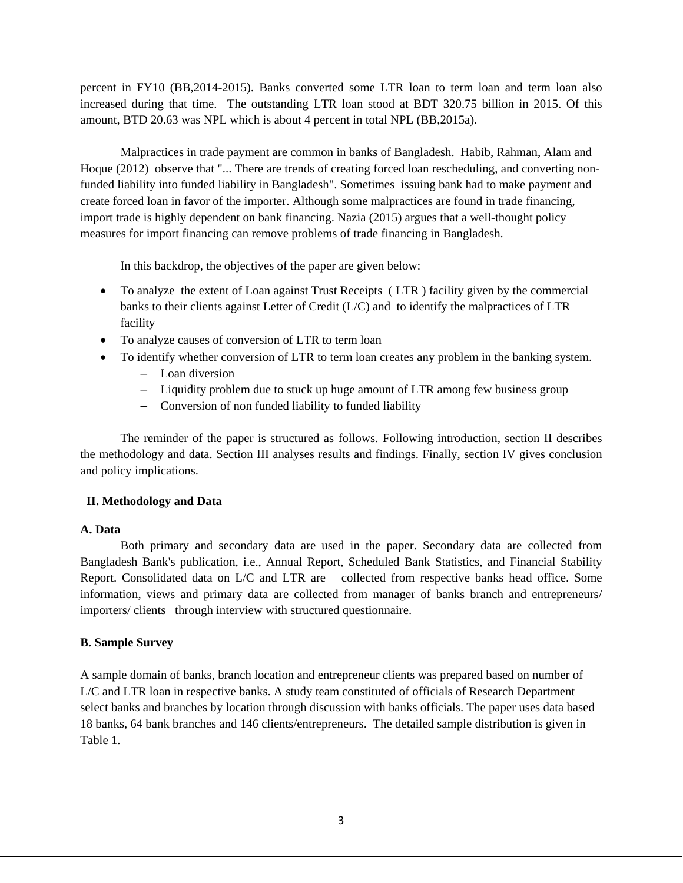percent in FY10 (BB,2014-2015). Banks converted some LTR loan to term loan and term loan also increased during that time. The outstanding LTR loan stood at BDT 320.75 billion in 2015. Of this amount, BTD 20.63 was NPL which is about 4 percent in total NPL (BB,2015a).

Malpractices in trade payment are common in banks of Bangladesh. Habib, Rahman, Alam and Hoque (2012) observe that "... There are trends of creating forced loan rescheduling, and converting non-funded liability into funded liability in Bangladesh". Sometimes issuing bank had to make payment and create forced loan in favor of the importer. Although some malpractices are found in trade financing, import trade is highly dependent on bank financing. Nazia (2015) argues that a well-thought policy measures for import financing can remove problems of trade financing in Bangladesh.

In this backdrop, the objectives of the paper are given below:

- To analyze the extent of Loan against Trust Receipts ( LTR ) facility given by the commercial banks to their clients against Letter of Credit (L/C) and to identify the malpractices of LTR facility
- To analyze causes of conversion of LTR to term loan
- To identify whether conversion of LTR to term loan creates any problem in the banking system.
  - Loan diversion
  - Liquidity problem due to stuck up huge amount of LTR among few business group
  - Conversion of non funded liability to funded liability

The reminder of the paper is structured as follows. Following introduction, section II describes the methodology and data. Section III analyses results and findings. Finally, section IV gives conclusion and policy implications.

## II. Methodology and Data

### A. Data

Both primary and secondary data are used in the paper. Secondary data are collected from Bangladesh Bank's publication, i.e., Annual Report, Scheduled Bank Statistics, and Financial Stability Report. Consolidated data on L/C and LTR are collected from respective banks head office. Some information, views and primary data are collected from manager of banks branch and entrepreneurs/ importers/ clients through interview with structured questionnaire.

### B. Sample Survey

A sample domain of banks, branch location and entrepreneur clients was prepared based on number of L/C and LTR loan in respective banks. A study team constituted of officials of Research Department select banks and branches by location through discussion with banks officials. The paper uses data based 18 banks, 64 bank branches and 146 clients/entrepreneurs. The detailed sample distribution is given in Table 1.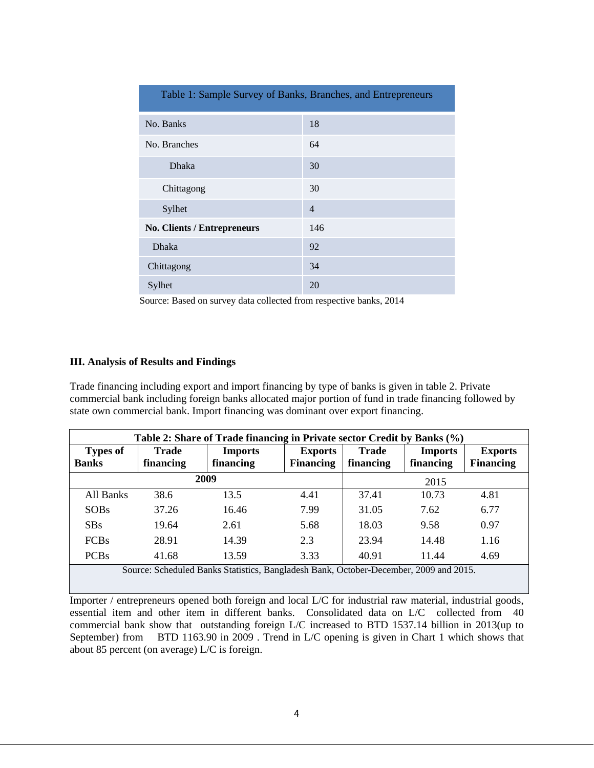| Table 1: Sample Survey of Banks, Branches, and Entrepreneurs | |
|---|---|
| No. Banks | 18 |
| No. Branches | 64 |
| Dhaka | 30 |
| Chittagong | 30 |
| Sylhet | 4 |
| **No. Clients / Entrepreneurs** | 146 |
| Dhaka | 92 |
| Chittagong | 34 |
| Sylhet | 20 |

Source: Based on survey data collected from respective banks, 2014

### III. Analysis of Results and Findings

Trade financing including export and import financing by type of banks is given in table 2. Private commercial bank including foreign banks allocated major portion of fund in trade financing followed by state own commercial bank. Import financing was dominant over export financing.

**Table 2: Share of Trade financing in Private sector Credit by Banks (%)**

| Types of Banks | Trade financing | Imports financing | Exports Financing | Trade financing | Imports financing | Exports Financing |
|---|---|---|---|---|---|---|
| | 2009 | | | 2015 | | |
| All Banks | 38.6 | 13.5 | 4.41 | 37.41 | 10.73 | 4.81 |
| SOBs | 37.26 | 16.46 | 7.99 | 31.05 | 7.62 | 6.77 |
| SBs | 19.64 | 2.61 | 5.68 | 18.03 | 9.58 | 0.97 |
| FCBs | 28.91 | 14.39 | 2.3 | 23.94 | 14.48 | 1.16 |
| PCBs | 41.68 | 13.59 | 3.33 | 40.91 | 11.44 | 4.69 |

Source: Scheduled Banks Statistics, Bangladesh Bank, October-December, 2009 and 2015.

Importer / entrepreneurs opened both foreign and local L/C for industrial raw material, industrial goods, essential item and other item in different banks. Consolidated data on L/C collected from 40 commercial bank show that outstanding foreign L/C increased to BTD 1537.14 billion in 2013(up to September) from BTD 1163.90 in 2009 . Trend in L/C opening is given in Chart 1 which shows that about 85 percent (on average) L/C is foreign.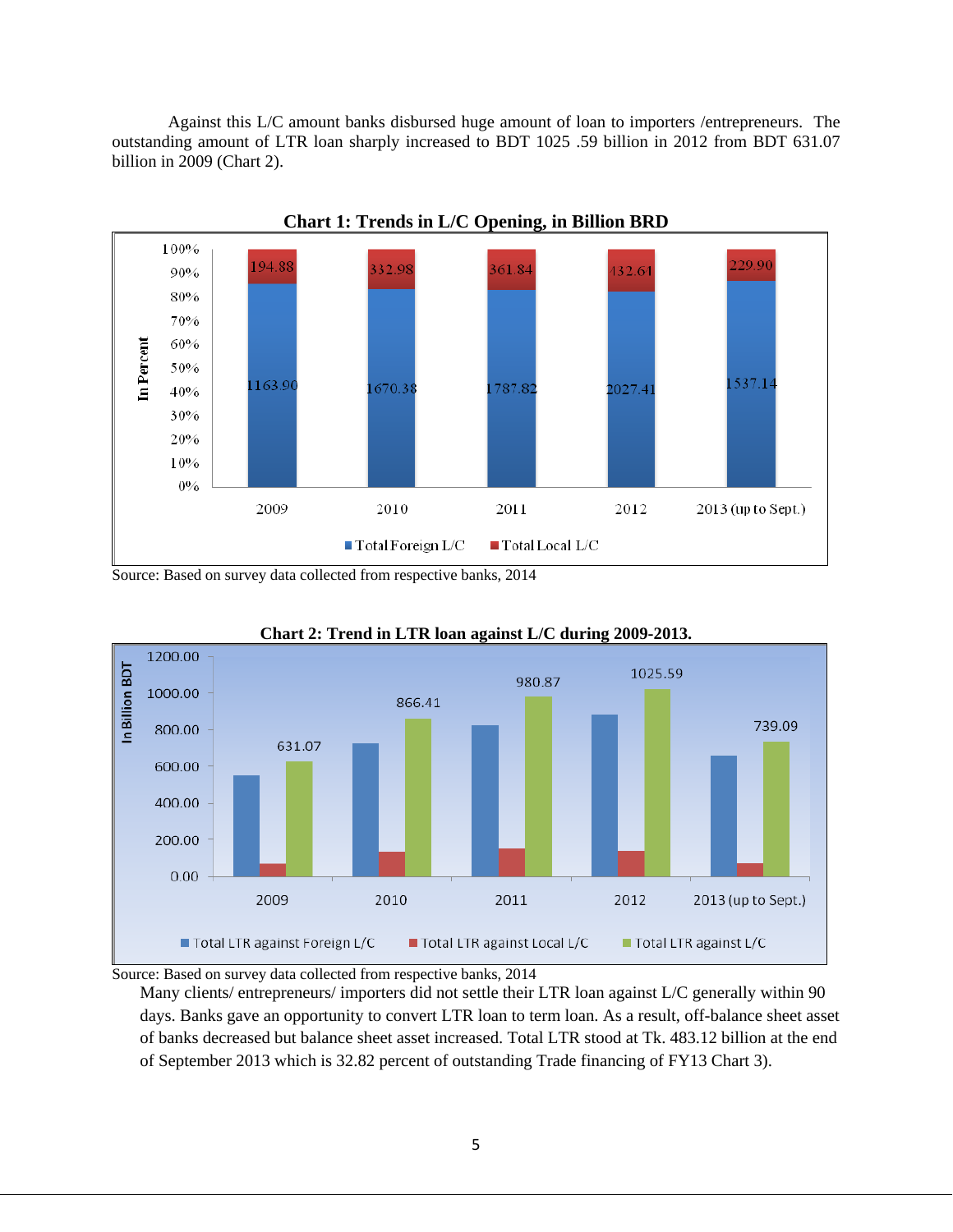Against this L/C amount banks disbursed huge amount of loan to importers /entrepreneurs. The outstanding amount of LTR loan sharply increased to BDT 1025 .59 billion in 2012 from BDT 631.07 billion in 2009 (Chart 2).

**Chart 1: Trends in L/C Opening, in Billion BRD**

| Year | Total Foreign L/C | Total Local L/C |
|---|---|---|
| 2009 | 1163.90 | 194.88 |
| 2010 | 1670.38 | 332.98 |
| 2011 | 1787.82 | 361.84 |
| 2012 | 2027.41 | 432.61 |
| 2013 (up to Sept.) | 1537.14 | 229.90 |

Source: Based on survey data collected from respective banks, 2014

**Chart 2: Trend in LTR loan against L/C during 2009-2013.**

| Year | Total LTR against L/C (In Billion BDT) |
|---|---|
| 2009 | 631.07 |
| 2010 | 866.41 |
| 2011 | 980.87 |
| 2012 | 1025.59 |
| 2013 (up to Sept.) | 739.09 |

Legend: Total LTR against Foreign L/C; Total LTR against Local L/C; Total LTR against L/C

Source: Based on survey data collected from respective banks, 2014

Many clients/ entrepreneurs/ importers did not settle their LTR loan against L/C generally within 90 days. Banks gave an opportunity to convert LTR loan to term loan. As a result, off-balance sheet asset of banks decreased but balance sheet asset increased. Total LTR stood at Tk. 483.12 billion at the end of September 2013 which is 32.82 percent of outstanding Trade financing of FY13 Chart 3).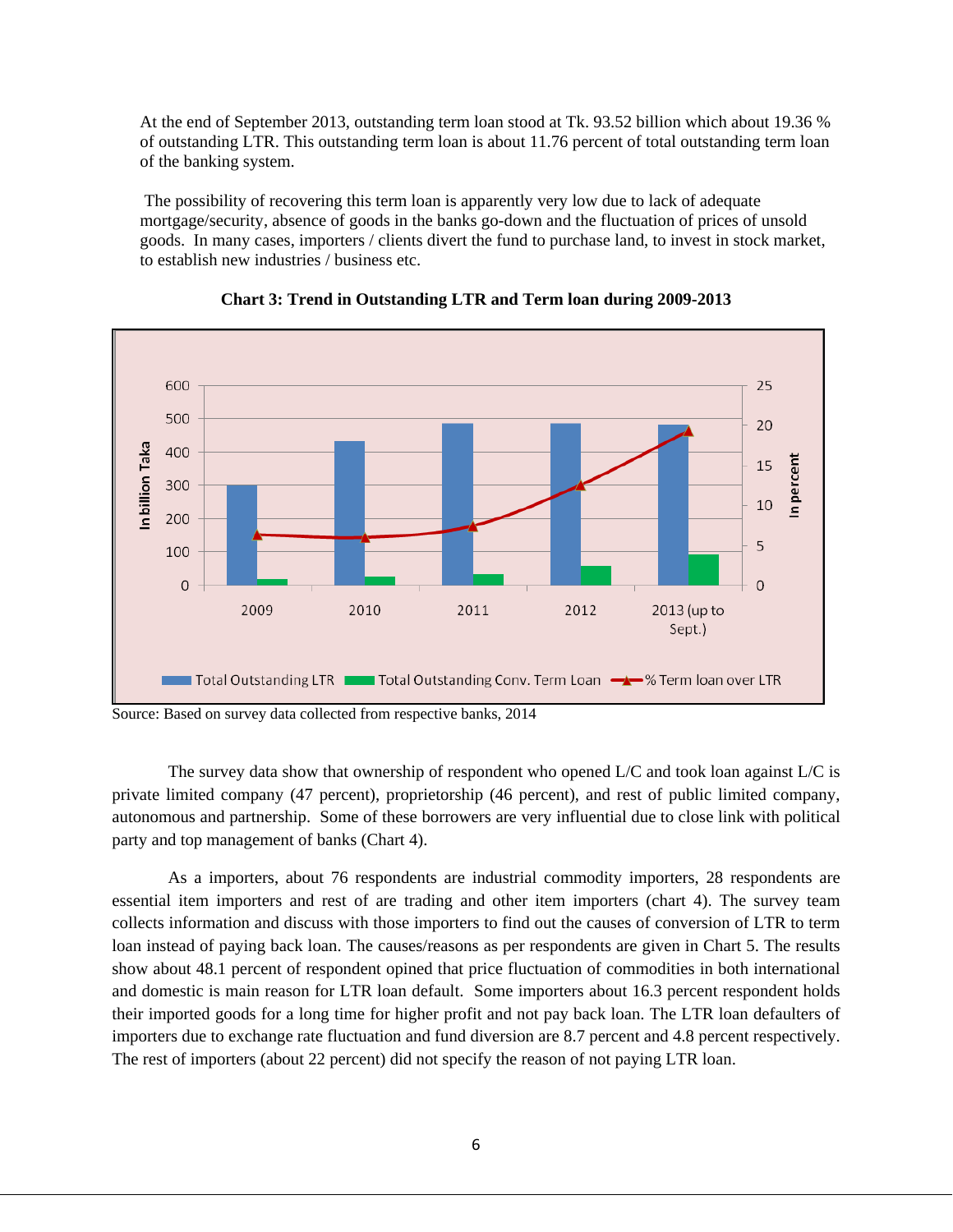At the end of September 2013, outstanding term loan stood at Tk. 93.52 billion which about 19.36 % of outstanding LTR. This outstanding term loan is about 11.76 percent of total outstanding term loan of the banking system.

The possibility of recovering this term loan is apparently very low due to lack of adequate mortgage/security, absence of goods in the banks go-down and the fluctuation of prices of unsold goods. In many cases, importers / clients divert the fund to purchase land, to invest in stock market, to establish new industries / business etc.

**Chart 3: Trend in Outstanding LTR and Term loan during 2009-2013**

Source: Based on survey data collected from respective banks, 2014

The survey data show that ownership of respondent who opened L/C and took loan against L/C is private limited company (47 percent), proprietorship (46 percent), and rest of public limited company, autonomous and partnership. Some of these borrowers are very influential due to close link with political party and top management of banks (Chart 4).

As a importers, about 76 respondents are industrial commodity importers, 28 respondents are essential item importers and rest of are trading and other item importers (chart 4). The survey team collects information and discuss with those importers to find out the causes of conversion of LTR to term loan instead of paying back loan. The causes/reasons as per respondents are given in Chart 5. The results show about 48.1 percent of respondent opined that price fluctuation of commodities in both international and domestic is main reason for LTR loan default. Some importers about 16.3 percent respondent holds their imported goods for a long time for higher profit and not pay back loan. The LTR loan defaulters of importers due to exchange rate fluctuation and fund diversion are 8.7 percent and 4.8 percent respectively. The rest of importers (about 22 percent) did not specify the reason of not paying LTR loan.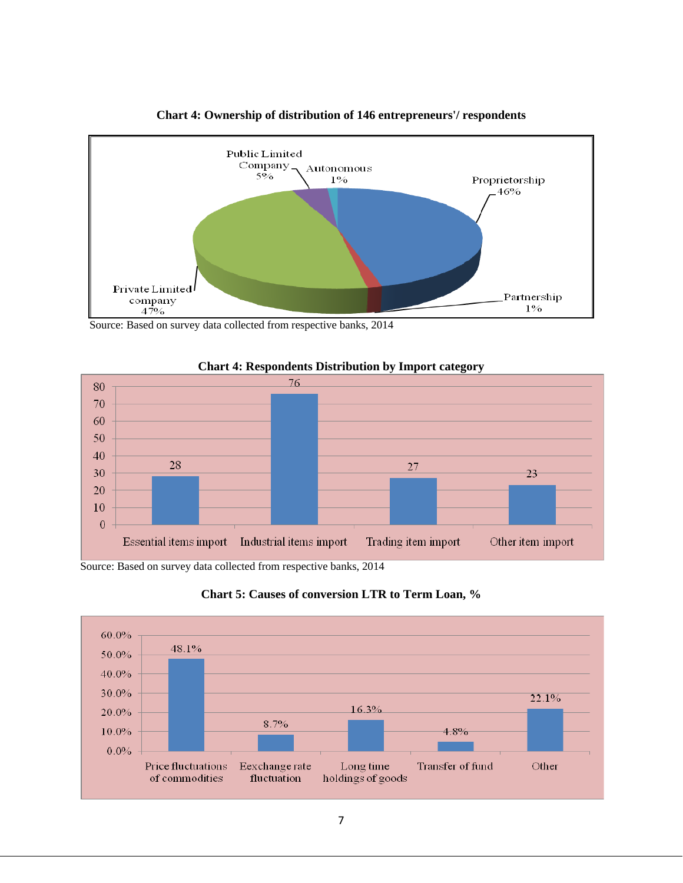**Chart 4: Ownership of distribution of 146 entrepreneurs'/ respondents**

| Ownership | Share |
|---|---|
| Proprietorship | 46% |
| Partnership | 1% |
| Private Limited company | 47% |
| Public Limited Company | 5% |
| Autonomous | 1% |

Source: Based on survey data collected from respective banks, 2014

**Chart 4: Respondents Distribution by Import category**

| Import category | Respondents |
|---|---|
| Essential items import | 28 |
| Industrial items import | 76 |
| Trading item import | 27 |
| Other item import | 23 |

Source: Based on survey data collected from respective banks, 2014

**Chart 5: Causes of conversion LTR to Term Loan, %**

| Cause | % |
|---|---|
| Price fluctuations of commodities | 48.1% |
| Exechange rate fluctuation | 8.7% |
| Long time holdings of goods | 16.3% |
| Transfer of fund | 4.8% |
| Other | 22.1% |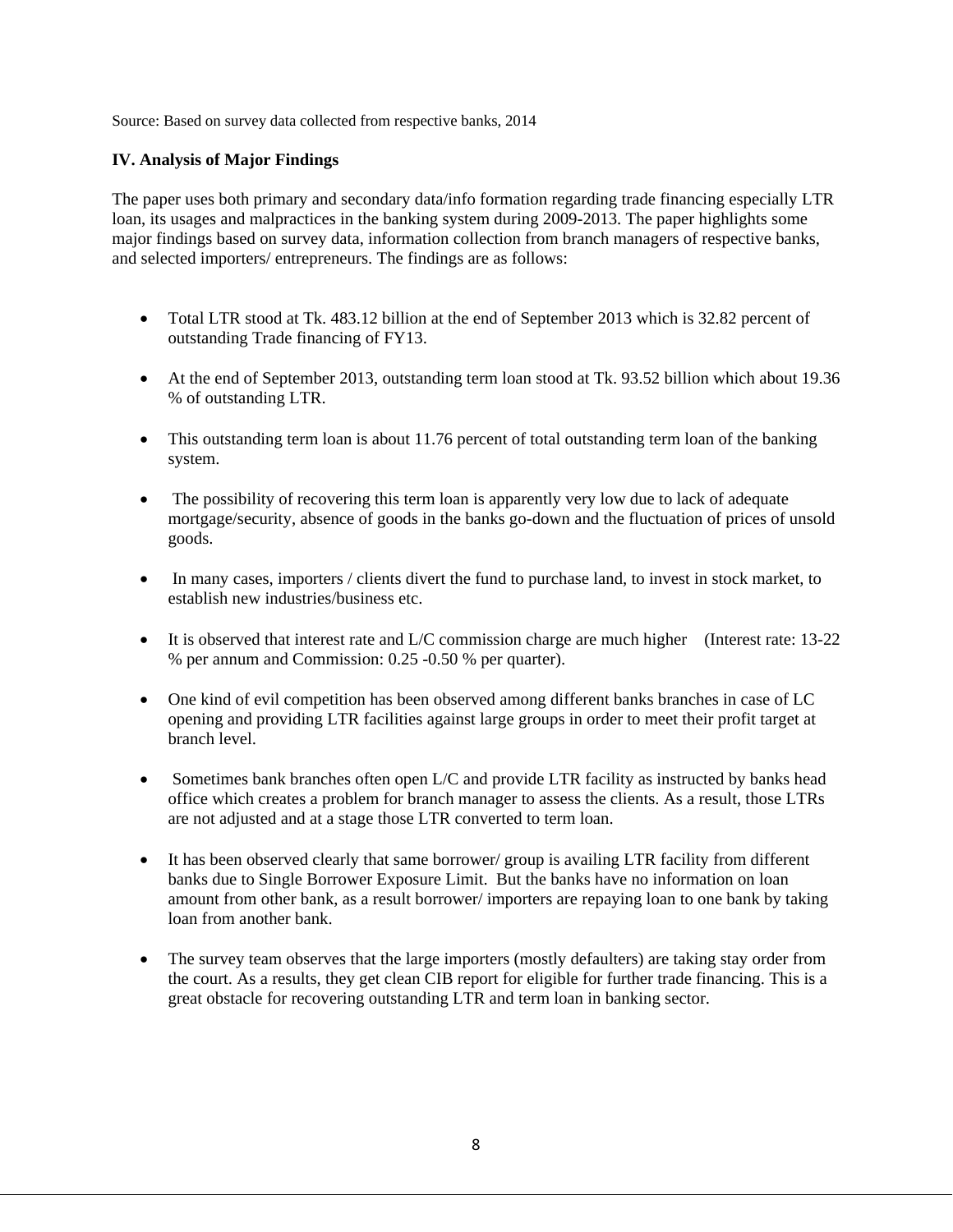Source: Based on survey data collected from respective banks, 2014

**IV. Analysis of Major Findings**

The paper uses both primary and secondary data/info formation regarding trade financing especially LTR loan, its usages and malpractices in the banking system during 2009-2013. The paper highlights some major findings based on survey data, information collection from branch managers of respective banks, and selected importers/ entrepreneurs. The findings are as follows:

- Total LTR stood at Tk. 483.12 billion at the end of September 2013 which is 32.82 percent of outstanding Trade financing of FY13.
- At the end of September 2013, outstanding term loan stood at Tk. 93.52 billion which about 19.36 % of outstanding LTR.
- This outstanding term loan is about 11.76 percent of total outstanding term loan of the banking system.
- The possibility of recovering this term loan is apparently very low due to lack of adequate mortgage/security, absence of goods in the banks go-down and the fluctuation of prices of unsold goods.
- In many cases, importers / clients divert the fund to purchase land, to invest in stock market, to establish new industries/business etc.
- It is observed that interest rate and L/C commission charge are much higher (Interest rate: 13-22 % per annum and Commission: 0.25 -0.50 % per quarter).
- One kind of evil competition has been observed among different banks branches in case of LC opening and providing LTR facilities against large groups in order to meet their profit target at branch level.
- Sometimes bank branches often open L/C and provide LTR facility as instructed by banks head office which creates a problem for branch manager to assess the clients. As a result, those LTRs are not adjusted and at a stage those LTR converted to term loan.
- It has been observed clearly that same borrower/ group is availing LTR facility from different banks due to Single Borrower Exposure Limit. But the banks have no information on loan amount from other bank, as a result borrower/ importers are repaying loan to one bank by taking loan from another bank.
- The survey team observes that the large importers (mostly defaulters) are taking stay order from the court. As a results, they get clean CIB report for eligible for further trade financing. This is a great obstacle for recovering outstanding LTR and term loan in banking sector.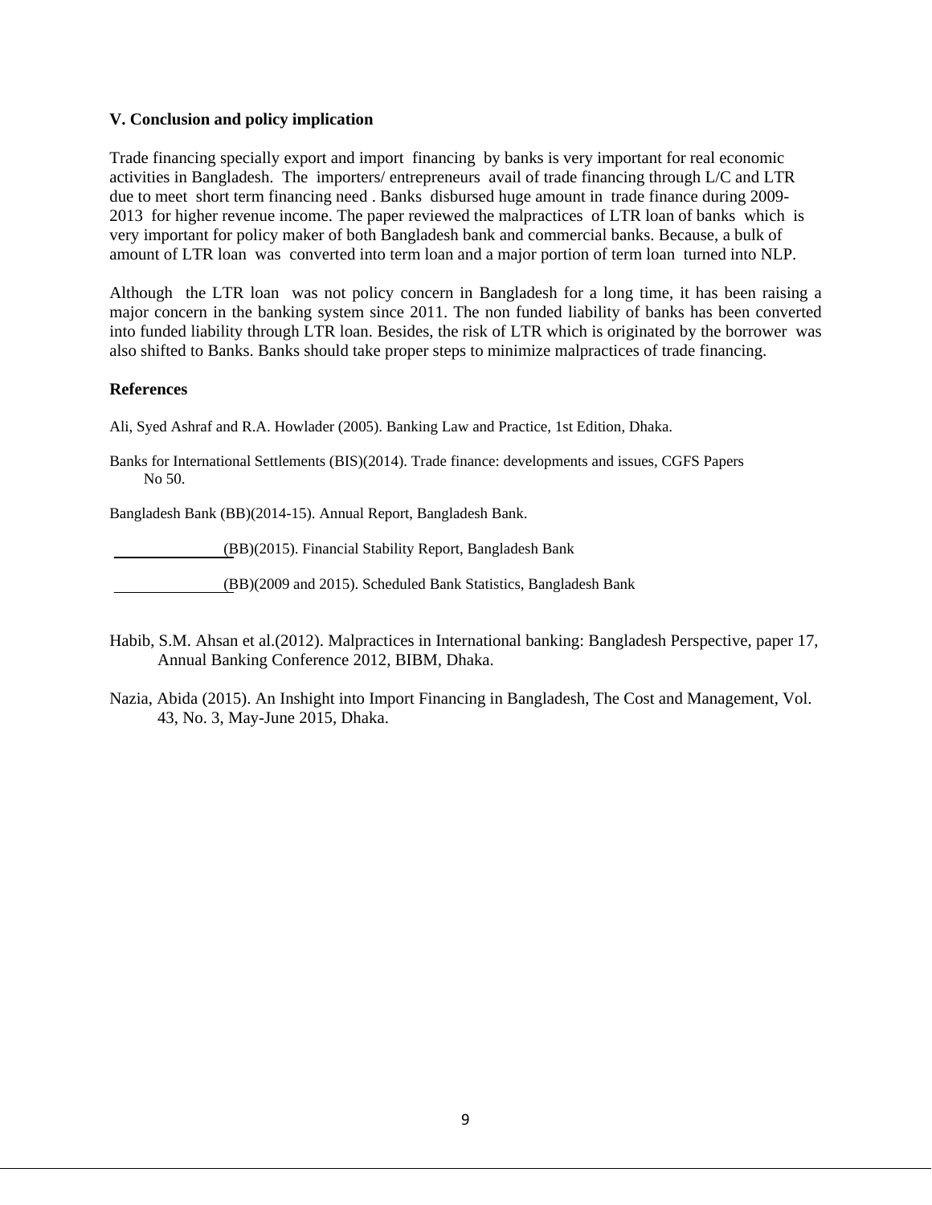**V. Conclusion and policy implication**

Trade financing specially export and import financing by banks is very important for real economic activities in Bangladesh. The importers/ entrepreneurs avail of trade financing through L/C and LTR due to meet short term financing need . Banks disbursed huge amount in trade finance during 2009-2013 for higher revenue income. The paper reviewed the malpractices of LTR loan of banks which is very important for policy maker of both Bangladesh bank and commercial banks. Because, a bulk of amount of LTR loan was converted into term loan and a major portion of term loan turned into NLP.

Although the LTR loan was not policy concern in Bangladesh for a long time, it has been raising a major concern in the banking system since 2011. The non funded liability of banks has been converted into funded liability through LTR loan. Besides, the risk of LTR which is originated by the borrower was also shifted to Banks. Banks should take proper steps to minimize malpractices of trade financing.

**References**

Ali, Syed Ashraf and R.A. Howlader (2005). Banking Law and Practice, 1st Edition, Dhaka.

Banks for International Settlements (BIS)(2014). Trade finance: developments and issues, CGFS Papers No 50.

Bangladesh Bank (BB)(2014-15). Annual Report, Bangladesh Bank.

\_\_\_\_\_\_\_\_\_\_\_\_\_\_(BB)(2015). Financial Stability Report, Bangladesh Bank

\_\_\_\_\_\_\_\_\_\_\_\_\_\_(BB)(2009 and 2015). Scheduled Bank Statistics, Bangladesh Bank

Habib, S.M. Ahsan et al.(2012). Malpractices in International banking: Bangladesh Perspective, paper 17, Annual Banking Conference 2012, BIBM, Dhaka.

Nazia, Abida (2015). An Inshight into Import Financing in Bangladesh, The Cost and Management, Vol. 43, No. 3, May-June 2015, Dhaka.